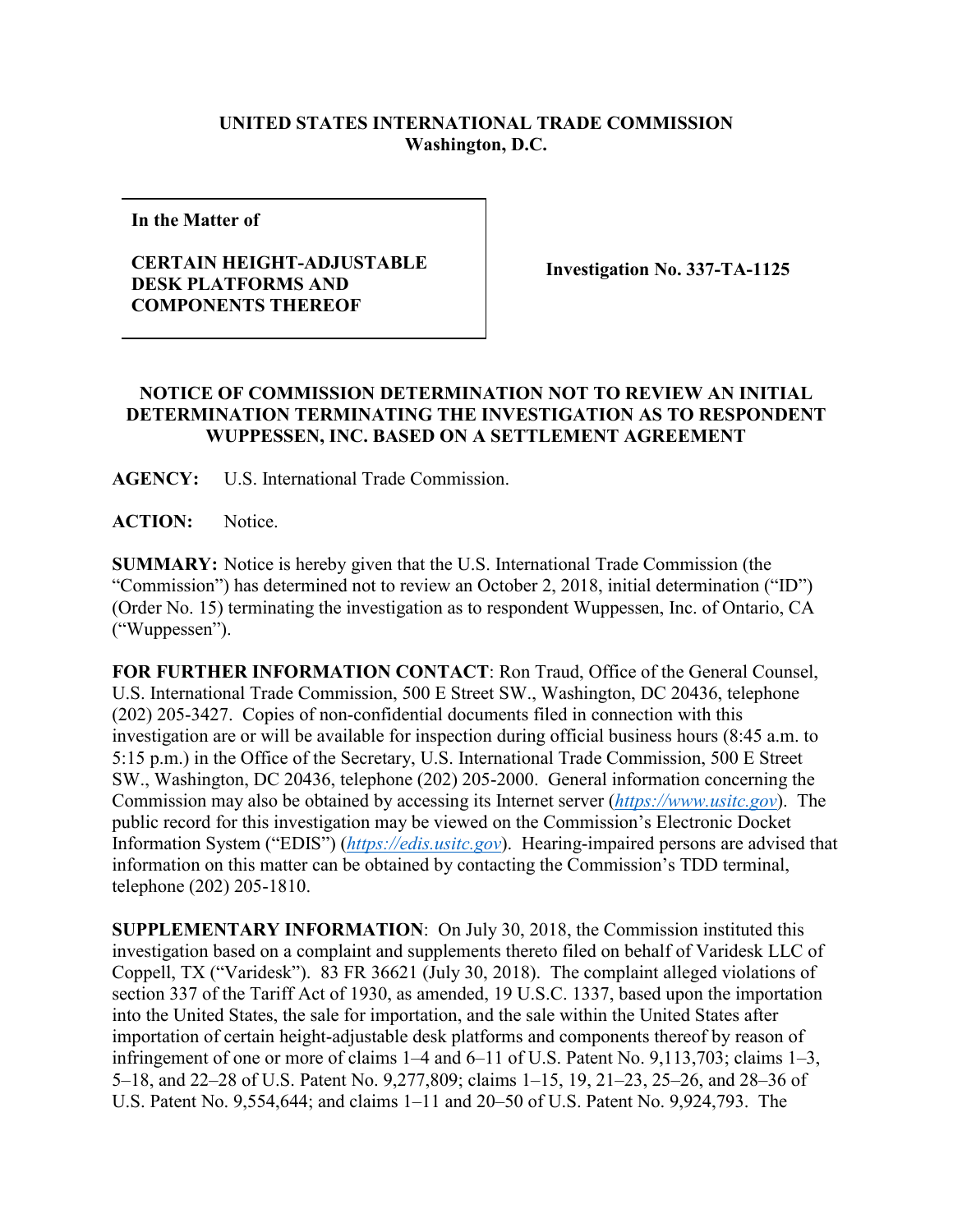**UNITED STATES INTERNATIONAL TRADE COMMISSION**
**Washington, D.C.**

| **In the Matter of**<br><br>**CERTAIN HEIGHT-ADJUSTABLE DESK PLATFORMS AND COMPONENTS THEREOF** | **Investigation No. 337-TA-1125** |
|---|---|

**NOTICE OF COMMISSION DETERMINATION NOT TO REVIEW AN INITIAL DETERMINATION TERMINATING THE INVESTIGATION AS TO RESPONDENT WUPPESSEN, INC. BASED ON A SETTLEMENT AGREEMENT**

**AGENCY:** U.S. International Trade Commission.

**ACTION:** Notice.

**SUMMARY:** Notice is hereby given that the U.S. International Trade Commission (the "Commission") has determined not to review an October 2, 2018, initial determination ("ID") (Order No. 15) terminating the investigation as to respondent Wuppessen, Inc. of Ontario, CA ("Wuppessen").

**FOR FURTHER INFORMATION CONTACT**: Ron Traud, Office of the General Counsel, U.S. International Trade Commission, 500 E Street SW., Washington, DC 20436, telephone (202) 205-3427. Copies of non-confidential documents filed in connection with this investigation are or will be available for inspection during official business hours (8:45 a.m. to 5:15 p.m.) in the Office of the Secretary, U.S. International Trade Commission, 500 E Street SW., Washington, DC 20436, telephone (202) 205-2000. General information concerning the Commission may also be obtained by accessing its Internet server (*https://www.usitc.gov*). The public record for this investigation may be viewed on the Commission's Electronic Docket Information System ("EDIS") (*https://edis.usitc.gov*). Hearing-impaired persons are advised that information on this matter can be obtained by contacting the Commission's TDD terminal, telephone (202) 205-1810.

**SUPPLEMENTARY INFORMATION**: On July 30, 2018, the Commission instituted this investigation based on a complaint and supplements thereto filed on behalf of Varidesk LLC of Coppell, TX ("Varidesk"). 83 FR 36621 (July 30, 2018). The complaint alleged violations of section 337 of the Tariff Act of 1930, as amended, 19 U.S.C. 1337, based upon the importation into the United States, the sale for importation, and the sale within the United States after importation of certain height-adjustable desk platforms and components thereof by reason of infringement of one or more of claims 1–4 and 6–11 of U.S. Patent No. 9,113,703; claims 1–3, 5–18, and 22–28 of U.S. Patent No. 9,277,809; claims 1–15, 19, 21–23, 25–26, and 28–36 of U.S. Patent No. 9,554,644; and claims 1–11 and 20–50 of U.S. Patent No. 9,924,793. The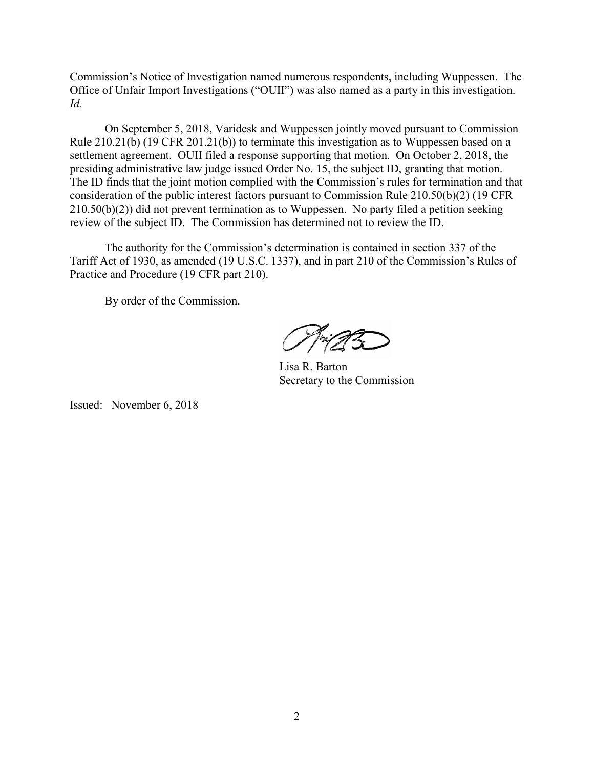Commission's Notice of Investigation named numerous respondents, including Wuppessen. The Office of Unfair Import Investigations ("OUII") was also named as a party in this investigation. *Id.*

On September 5, 2018, Varidesk and Wuppessen jointly moved pursuant to Commission Rule 210.21(b) (19 CFR 201.21(b)) to terminate this investigation as to Wuppessen based on a settlement agreement. OUII filed a response supporting that motion. On October 2, 2018, the presiding administrative law judge issued Order No. 15, the subject ID, granting that motion. The ID finds that the joint motion complied with the Commission's rules for termination and that consideration of the public interest factors pursuant to Commission Rule 210.50(b)(2) (19 CFR 210.50(b)(2)) did not prevent termination as to Wuppessen. No party filed a petition seeking review of the subject ID. The Commission has determined not to review the ID.

The authority for the Commission's determination is contained in section 337 of the Tariff Act of 1930, as amended (19 U.S.C. 1337), and in part 210 of the Commission's Rules of Practice and Procedure (19 CFR part 210).

By order of the Commission.

Lisa R. Barton
Secretary to the Commission

Issued: November 6, 2018